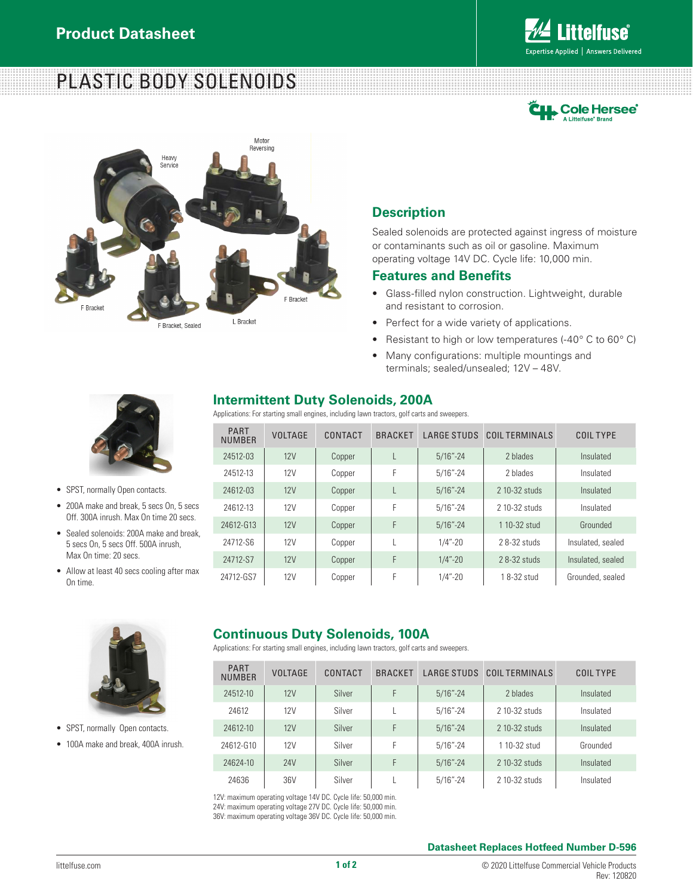Product Datasheet

# PLASTIC BODY SOLENOIDS

Heavy Service

Motor Reversing

F Bracket

F Bracket, Sealed

L Bracket

F Bracket

## Description

Sealed solenoids are protected against ingress of moisture or contaminants such as oil or gasoline. Maximum operating voltage 14V DC. Cycle life: 10,000 min.

## Features and Benefits

- Glass-filled nylon construction. Lightweight, durable and resistant to corrosion.
- Perfect for a wide variety of applications.
- Resistant to high or low temperatures (-40° C to 60° C)
- Many configurations: multiple mountings and terminals; sealed/unsealed; 12V – 48V.

## Intermittent Duty Solenoids, 200A

Applications: For starting small engines, including lawn tractors, golf carts and sweepers.

- SPST, normally Open contacts.
- 200A make and break, 5 secs On, 5 secs Off. 300A inrush. Max On time 20 secs.
- Sealed solenoids: 200A make and break, 5 secs On, 5 secs Off. 500A inrush, Max On time: 20 secs.
- Allow at least 40 secs cooling after max On time.

| PART NUMBER | VOLTAGE | CONTACT | BRACKET | LARGE STUDS | COIL TERMINALS | COIL TYPE |
|---|---|---|---|---|---|---|
| 24512-03 | 12V | Copper | L | 5/16"-24 | 2 blades | Insulated |
| 24512-13 | 12V | Copper | F | 5/16"-24 | 2 blades | Insulated |
| 24612-03 | 12V | Copper | L | 5/16"-24 | 2 10-32 studs | Insulated |
| 24612-13 | 12V | Copper | F | 5/16"-24 | 2 10-32 studs | Insulated |
| 24612-G13 | 12V | Copper | F | 5/16"-24 | 1 10-32 stud | Grounded |
| 24712-S6 | 12V | Copper | L | 1/4"-20 | 2 8-32 studs | Insulated, sealed |
| 24712-S7 | 12V | Copper | F | 1/4"-20 | 2 8-32 studs | Insulated, sealed |
| 24712-GS7 | 12V | Copper | F | 1/4"-20 | 1 8-32 stud | Grounded, sealed |

## Continuous Duty Solenoids, 100A

Applications: For starting small engines, including lawn tractors, golf carts and sweepers.

- SPST, normally Open contacts.
- 100A make and break, 400A inrush.

| PART NUMBER | VOLTAGE | CONTACT | BRACKET | LARGE STUDS | COIL TERMINALS | COIL TYPE |
|---|---|---|---|---|---|---|
| 24512-10 | 12V | Silver | F | 5/16"-24 | 2 blades | Insulated |
| 24612 | 12V | Silver | L | 5/16"-24 | 2 10-32 studs | Insulated |
| 24612-10 | 12V | Silver | F | 5/16"-24 | 2 10-32 studs | Insulated |
| 24612-G10 | 12V | Silver | F | 5/16"-24 | 1 10-32 stud | Grounded |
| 24624-10 | 24V | Silver | F | 5/16"-24 | 2 10-32 studs | Insulated |
| 24636 | 36V | Silver | L | 5/16"-24 | 2 10-32 studs | Insulated |

12V: maximum operating voltage 14V DC. Cycle life: 50,000 min.
24V: maximum operating voltage 27V DC. Cycle life: 50,000 min.
36V: maximum operating voltage 36V DC. Cycle life: 50,000 min.

**Datasheet Replaces Hotfeed Number D-596**

littelfuse.com

© 2020 Littelfuse Commercial Vehicle Products
Rev: 120820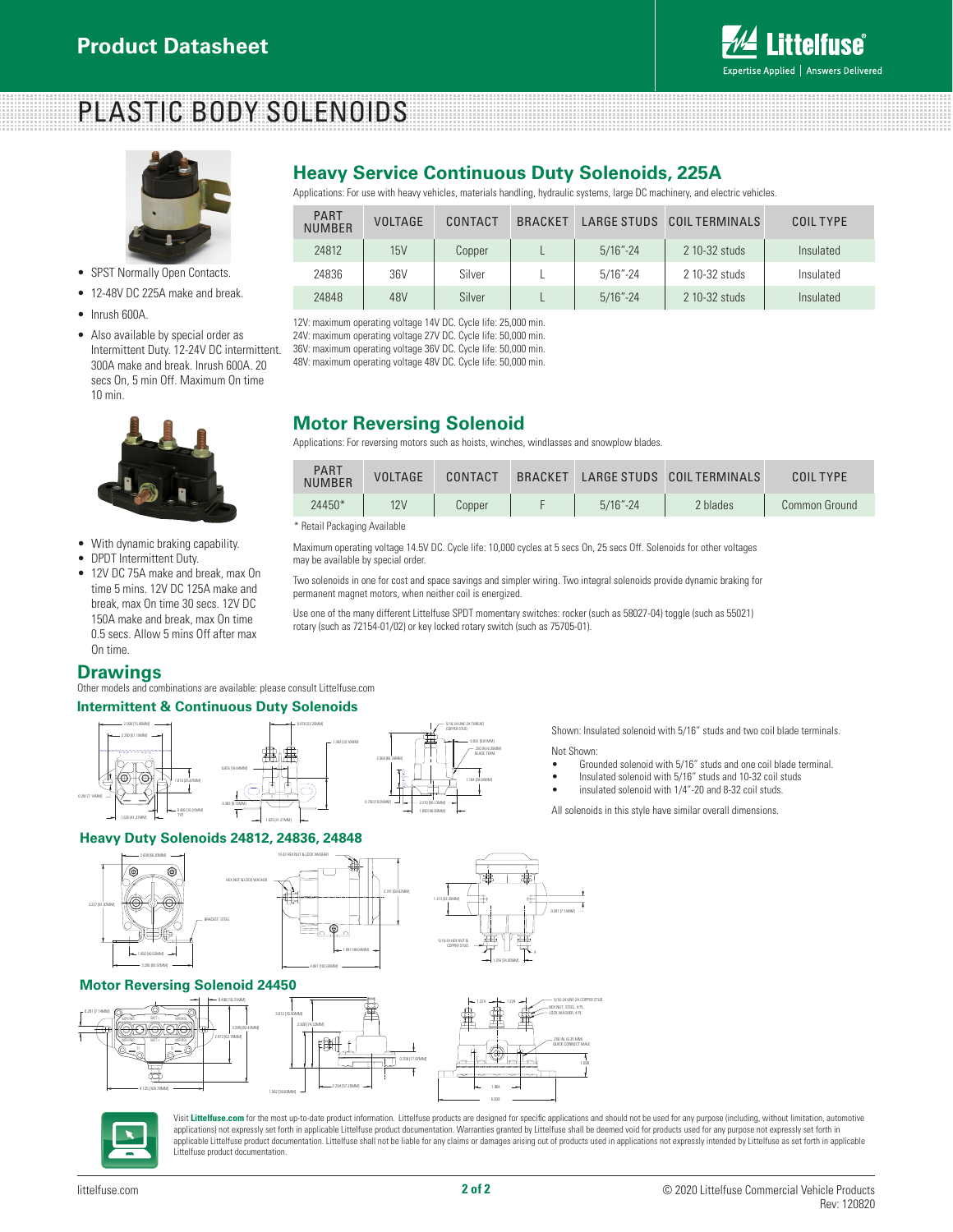# PLASTIC BODY SOLENOIDS

- SPST Normally Open Contacts.
- 12-48V DC 225A make and break.
- Inrush 600A.
- Also available by special order as Intermittent Duty. 12-24V DC intermittent. 300A make and break. Inrush 600A. 20 secs On, 5 min Off. Maximum On time 10 min.

## Heavy Service Continuous Duty Solenoids, 225A

Applications: For use with heavy vehicles, materials handling, hydraulic systems, large DC machinery, and electric vehicles.

| PART NUMBER | VOLTAGE | CONTACT | BRACKET | LARGE STUDS | COIL TERMINALS | COIL TYPE |
|---|---|---|---|---|---|---|
| 24812 | 15V | Copper | L | 5/16"-24 | 2 10-32 studs | Insulated |
| 24836 | 36V | Silver | L | 5/16"-24 | 2 10-32 studs | Insulated |
| 24848 | 48V | Silver | L | 5/16"-24 | 2 10-32 studs | Insulated |

12V: maximum operating voltage 14V DC. Cycle life: 25,000 min.
24V: maximum operating voltage 27V DC. Cycle life: 50,000 min.
36V: maximum operating voltage 36V DC. Cycle life: 50,000 min.
48V: maximum operating voltage 48V DC. Cycle life: 50,000 min.

- With dynamic braking capability.
- DPDT Intermittent Duty.
- 12V DC 75A make and break, max On time 5 mins. 12V DC 125A make and break, max On time 30 secs. 12V DC 150A make and break, max On time 0.5 secs. Allow 5 mins Off after max On time.

## Motor Reversing Solenoid

Applications: For reversing motors such as hoists, winches, windlasses and snowplow blades.

| PART NUMBER | VOLTAGE | CONTACT | BRACKET | LARGE STUDS | COIL TERMINALS | COIL TYPE |
|---|---|---|---|---|---|---|
| 24450* | 12V | Copper | F | 5/16"-24 | 2 blades | Common Ground |

* Retail Packaging Available

Maximum operating voltage 14.5V DC. Cycle life: 10,000 cycles at 5 secs On, 25 secs Off. Solenoids for other voltages may be available by special order.

Two solenoids in one for cost and space savings and simpler wiring. Two integral solenoids provide dynamic braking for permanent magnet motors, when neither coil is energized.

Use one of the many different Littelfuse SPDT momentary switches: rocker (such as 58027-04) toggle (such as 55021) rotary (such as 72154-01/02) or key locked rotary switch (such as 75705-01).

## Drawings

Other models and combinations are available: please consult Littelfuse.com

### Intermittent & Continuous Duty Solenoids

Shown: Insulated solenoid with 5/16" studs and two coil blade terminals.

Not Shown:

- Grounded solenoid with 5/16" studs and one coil blade terminal.
- Insulated solenoid with 5/16" studs and 10-32 coil studs
- insulated solenoid with 1/4"-20 and 8-32 coil studs.

All solenoids in this style have similar overall dimensions.

### Heavy Duty Solenoids 24812, 24836, 24848

### Motor Reversing Solenoid 24450

Visit **Littelfuse.com** for the most up-to-date product information. Littelfuse products are designed for specific applications and should not be used for any purpose (including, without limitation, automotive applications) not expressly set forth in applicable Littelfuse product documentation. Warranties granted by Littelfuse shall be deemed void for products used for any purpose not expressly set forth in applicable Littelfuse product documentation. Littelfuse shall not be liable for any claims or damages arising out of products used in applications not expressly intended by Littelfuse as set forth in applicable Littelfuse product documentation.

© 2020 Littelfuse Commercial Vehicle Products
Rev: 120820